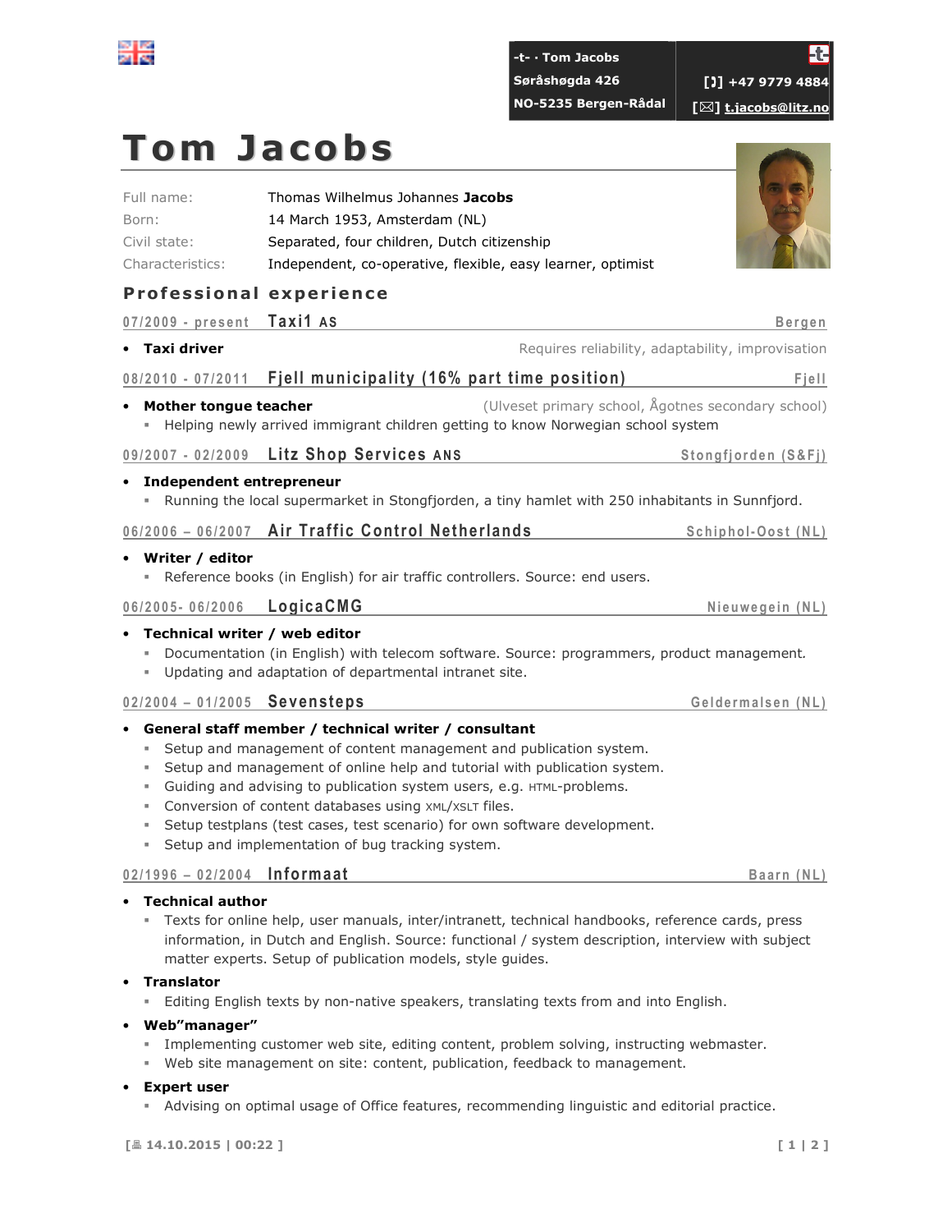-t- · Tom Jacobs
Søråshøgda 426
NO-5235 Bergen-Rådal

[✆] +47 9779 4884
[✉] t.jacobs@litz.no

# Tom Jacobs

| | |
|---|---|
| Full name: | Thomas Wilhelmus Johannes **Jacobs** |
| Born: | 14 March 1953, Amsterdam (NL) |
| Civil state: | Separated, four children, Dutch citizenship |
| Characteristics: | Independent, co-operative, flexible, easy learner, optimist |

## Professional experience

### 07/2009 - present Taxi1 AS — Bergen

- **Taxi driver** — Requires reliability, adaptability, improvisation

### 08/2010 - 07/2011 Fjell municipality (16% part time position) — Fjell

- **Mother tongue teacher** (Ulveset primary school, Ågotnes secondary school)
  - Helping newly arrived immigrant children getting to know Norwegian school system

### 09/2007 - 02/2009 Litz Shop Services ANS — Stongfjorden (S&Fj)

- **Independent entrepreneur**
  - Running the local supermarket in Stongfjorden, a tiny hamlet with 250 inhabitants in Sunnfjord.

### 06/2006 – 06/2007 Air Traffic Control Netherlands — Schiphol-Oost (NL)

- **Writer / editor**
  - Reference books (in English) for air traffic controllers. Source: end users.

### 06/2005- 06/2006 LogicaCMG — Nieuwegein (NL)

- **Technical writer / web editor**
  - Documentation (in English) with telecom software. Source: programmers, product management.
  - Updating and adaptation of departmental intranet site.

### 02/2004 – 01/2005 Sevensteps — Geldermalsen (NL)

- **General staff member / technical writer / consultant**
  - Setup and management of content management and publication system.
  - Setup and management of online help and tutorial with publication system.
  - Guiding and advising to publication system users, e.g. HTML-problems.
  - Conversion of content databases using XML/XSLT files.
  - Setup testplans (test cases, test scenario) for own software development.
  - Setup and implementation of bug tracking system.

### 02/1996 – 02/2004 Informaat — Baarn (NL)

- **Technical author**
  - Texts for online help, user manuals, inter/intranett, technical handbooks, reference cards, press information, in Dutch and English. Source: functional / system description, interview with subject matter experts. Setup of publication models, style guides.
- **Translator**
  - Editing English texts by non-native speakers, translating texts from and into English.
- **Web"manager"**
  - Implementing customer web site, editing content, problem solving, instructing webmaster.
  - Web site management on site: content, publication, feedback to management.
- **Expert user**
  - Advising on optimal usage of Office features, recommending linguistic and editorial practice.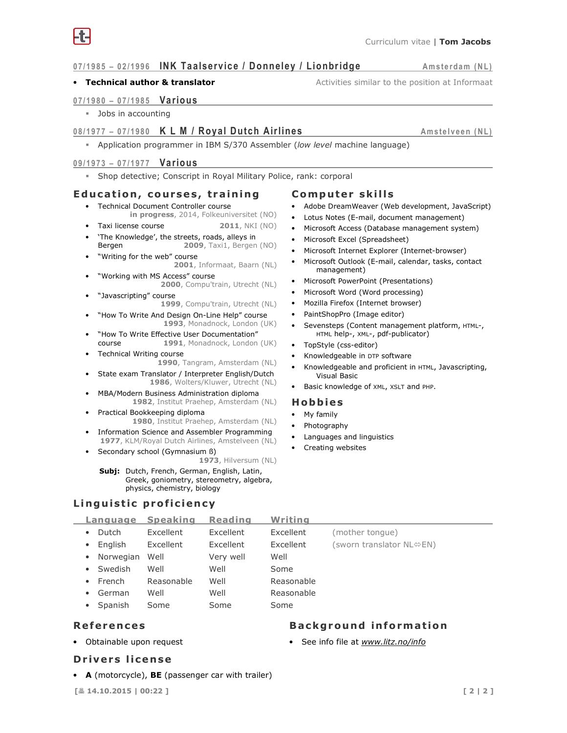### 07/1985 – 02/1996 INK Taalservice / Donneley / Lionbridge — Amsterdam (NL)

- **Technical author & translator** — Activities similar to the position at Informaat

### 07/1980 – 07/1985 Various

- Jobs in accounting

### 08/1977 – 07/1980 K L M / Royal Dutch Airlines — Amstelveen (NL)

- Application programmer in IBM S/370 Assembler (*low level* machine language)

### 09/1973 – 07/1977 Various

- Shop detective; Conscript in Royal Military Police, rank: corporal

## Education, courses, training

- Technical Document Controller course — **in progress**, 2014, Folkeuniversitet (NO)
- Taxi license course — **2011**, NKI (NO)
- 'The Knowledge', the streets, roads, alleys in Bergen — **2009**, Taxi1, Bergen (NO)
- "Writing for the web" course — **2001**, Informaat, Baarn (NL)
- "Working with MS Access" course — **2000**, Compu'train, Utrecht (NL)
- "Javascripting" course — **1999**, Compu'train, Utrecht (NL)
- "How To Write And Design On-Line Help" course — **1993**, Monadnock, London (UK)
- "How To Write Effective User Documentation" course — **1991**, Monadnock, London (UK)
- Technical Writing course — **1990**, Tangram, Amsterdam (NL)
- State exam Translator / Interpreter English/Dutch — **1986**, Wolters/Kluwer, Utrecht (NL)
- MBA/Modern Business Administration diploma — **1982**, Institut Praehep, Amsterdam (NL)
- Practical Bookkeeping diploma — **1980**, Institut Praehep, Amsterdam (NL)
- Information Science and Assembler Programming — **1977**, KLM/Royal Dutch Airlines, Amstelveen (NL)
- Secondary school (Gymnasium ß) — **1973**, Hilversum (NL)

  **Subj:** Dutch, French, German, English, Latin, Greek, goniometry, stereometry, algebra, physics, chemistry, biology

## Computer skills

- Adobe DreamWeaver (Web development, JavaScript)
- Lotus Notes (E-mail, document management)
- Microsoft Access (Database management system)
- Microsoft Excel (Spreadsheet)
- Microsoft Internet Explorer (Internet-browser)
- Microsoft Outlook (E-mail, calendar, tasks, contact management)
- Microsoft PowerPoint (Presentations)
- Microsoft Word (Word processing)
- Mozilla Firefox (Internet browser)
- PaintShopPro (Image editor)
- Sevensteps (Content management platform, HTML-, HTML help-, XML-, pdf-publicator)
- TopStyle (css-editor)
- Knowledgeable in DTP software
- Knowledgeable and proficient in HTML, Javascripting, Visual Basic
- Basic knowledge of XML, XSLT and PHP.

## Hobbies

- My family
- Photography
- Languages and linguistics
- Creating websites

## Linguistic proficiency

| Language | Speaking | Reading | Writing | |
|---|---|---|---|---|
| Dutch | Excellent | Excellent | Excellent | (mother tongue) |
| English | Excellent | Excellent | Excellent | (sworn translator NL⇔EN) |
| Norwegian | Well | Very well | Well | |
| Swedish | Well | Well | Some | |
| French | Reasonable | Well | Reasonable | |
| German | Well | Well | Reasonable | |
| Spanish | Some | Some | Some | |

## References

- Obtainable upon request

## Background information

- See info file at *www.litz.no/info*

## Drivers license

- **A** (motorcycle), **BE** (passenger car with trailer)